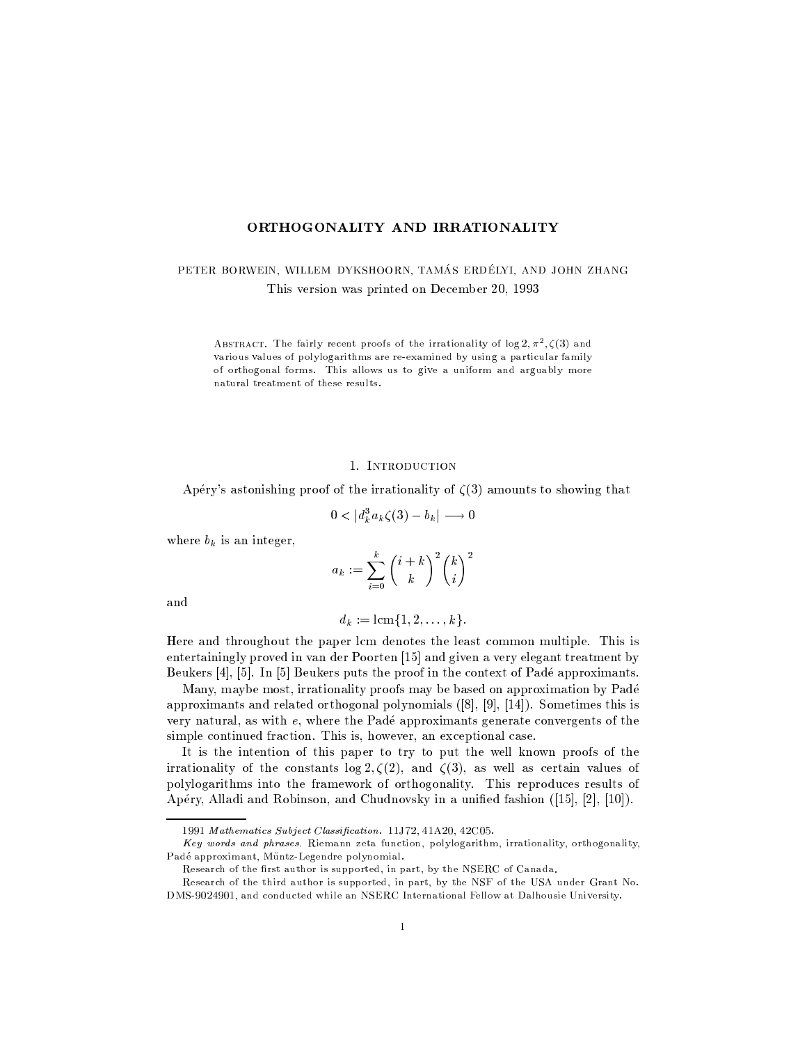# ORTHOGONALITY AND IRRATIONALITY

PETER BORWEIN, WILLEM DYKSHOORN, TAMÁS ERDÉLYI, AND JOHN ZHANG

This version was printed on December 20, 1993

ABSTRACT. The fairly recent proofs of the irrationality of $\log 2, \pi^2, \zeta(3)$ and various values of polylogarithms are re-examined by using a particular family of orthogonal forms. This allows us to give a uniform and arguably more natural treatment of these results.

## 1. Introduction

Apéry's astonishing proof of the irrationality of $\zeta(3)$ amounts to showing that

$$0 < |d_k^3 a_k \zeta(3) - b_k| \longrightarrow 0$$

where $b_k$ is an integer,

$$a_k := \sum_{i=0}^{k} \binom{i+k}{k}^2 \binom{k}{i}^2$$

and

$$d_k := \operatorname{lcm}\{1, 2, \ldots, k\}.$$

Here and throughout the paper lcm denotes the least common multiple. This is entertainingly proved in van der Poorten [15] and given a very elegant treatment by Beukers [4], [5]. In [5] Beukers puts the proof in the context of Padé approximants.

Many, maybe most, irrationality proofs may be based on approximation by Padé approximants and related orthogonal polynomials ([8], [9], [14]). Sometimes this is very natural, as with $e$, where the Padé approximants generate convergents of the simple continued fraction. This is, however, an exceptional case.

It is the intention of this paper to try to put the well known proofs of the irrationality of the constants $\log 2, \zeta(2)$, and $\zeta(3)$, as well as certain values of polylogarithms into the framework of orthogonality. This reproduces results of Apéry, Alladi and Robinson, and Chudnovsky in a unified fashion ([15], [2], [10]).

---

1991 *Mathematics Subject Classification.* 11J72, 41A20, 42C05.

*Key words and phrases.* Riemann zeta function, polylogarithm, irrationality, orthogonality, Padé approximant, Müntz-Legendre polynomial.

Research of the first author is supported, in part, by the NSERC of Canada.

Research of the third author is supported, in part, by the NSF of the USA under Grant No. DMS-9024901, and conducted while an NSERC International Fellow at Dalhousie University.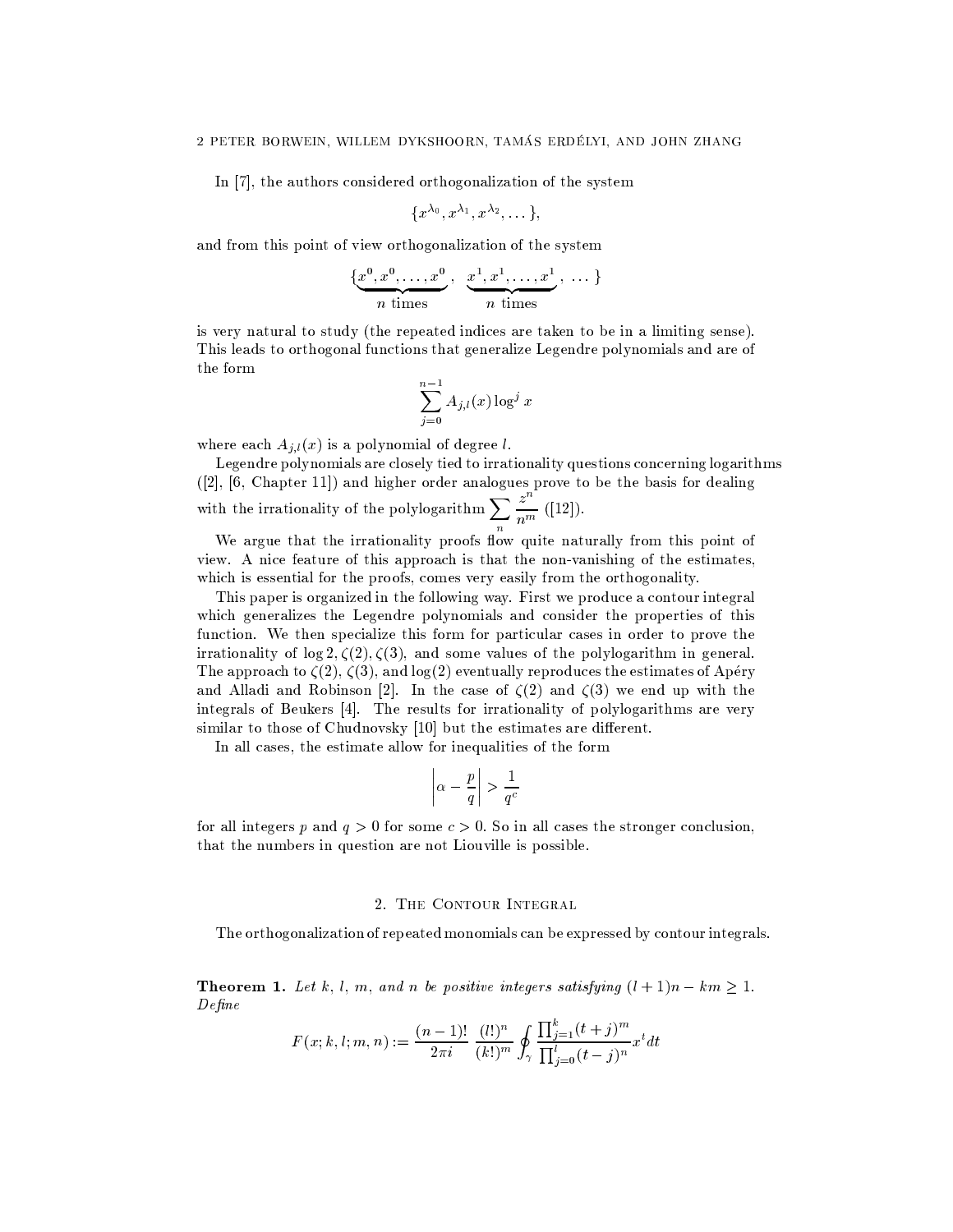In [7], the authors considered orthogonalization of the system

$$\{x^{\lambda_0}, x^{\lambda_1}, x^{\lambda_2}, \dots\},$$

and from this point of view orthogonalization of the system

$$\{\underbrace{x^0, x^0, \dots, x^0}_{n \text{ times}}, \ \underbrace{x^1, x^1, \dots, x^1}_{n \text{ times}}, \ \dots\}$$

is very natural to study (the repeated indices are taken to be in a limiting sense). This leads to orthogonal functions that generalize Legendre polynomials and are of the form

$$\sum_{j=0}^{n-1} A_{j,l}(x) \log^j x$$

where each $A_{j,l}(x)$ is a polynomial of degree $l$.

Legendre polynomials are closely tied to irrationality questions concerning logarithms ([2], [6, Chapter 11]) and higher order analogues prove to be the basis for dealing with the irrationality of the polylogarithm $\sum_n \frac{z^n}{n^m}$ ([12]).

We argue that the irrationality proofs flow quite naturally from this point of view. A nice feature of this approach is that the non-vanishing of the estimates, which is essential for the proofs, comes very easily from the orthogonality.

This paper is organized in the following way. First we produce a contour integral which generalizes the Legendre polynomials and consider the properties of this function. We then specialize this form for particular cases in order to prove the irrationality of $\log 2, \zeta(2), \zeta(3)$, and some values of the polylogarithm in general. The approach to $\zeta(2)$, $\zeta(3)$, and $\log(2)$ eventually reproduces the estimates of Apéry and Alladi and Robinson [2]. In the case of $\zeta(2)$ and $\zeta(3)$ we end up with the integrals of Beukers [4]. The results for irrationality of polylogarithms are very similar to those of Chudnovsky [10] but the estimates are different.

In all cases, the estimate allow for inequalities of the form

$$\left| \alpha - \frac{p}{q} \right| > \frac{1}{q^c}$$

for all integers $p$ and $q > 0$ for some $c > 0$. So in all cases the stronger conclusion, that the numbers in question are not Liouville is possible.

## 2. The Contour Integral

The orthogonalization of repeated monomials can be expressed by contour integrals.

**Theorem 1.** *Let $k$, $l$, $m$, and $n$ be positive integers satisfying $(l+1)n - km \geq 1$. Define*

$$F(x; k, l; m, n) := \frac{(n-1)!}{2\pi i} \, \frac{(l!)^n}{(k!)^m} \oint_\gamma \frac{\prod_{j=1}^{k}(t+j)^m}{\prod_{j=0}^{l}(t-j)^n} x^t \, dt$$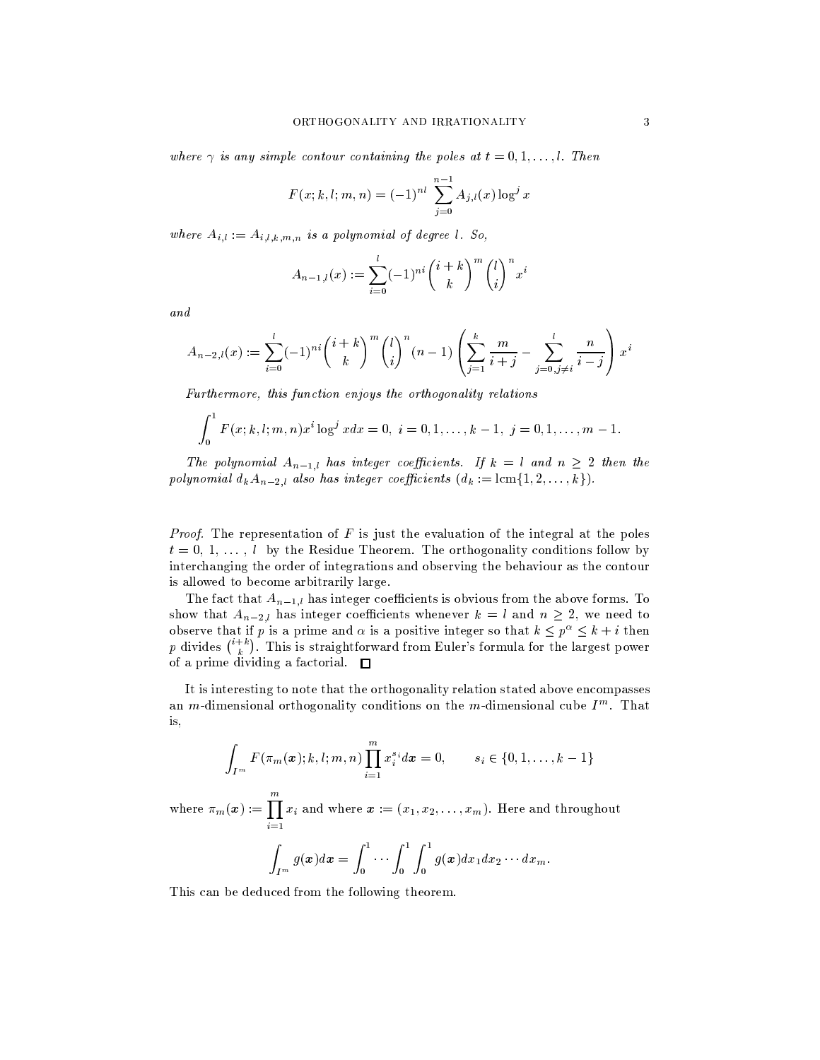*where $\gamma$ is any simple contour containing the poles at $t = 0, 1, \ldots, l$. Then*

$$F(x; k, l; m, n) = (-1)^{nl} \sum_{j=0}^{n-1} A_{j,l}(x) \log^j x$$

*where $A_{i,l} := A_{i,l,k,m,n}$ is a polynomial of degree $l$. So,*

$$A_{n-1,l}(x) := \sum_{i=0}^{l} (-1)^{ni} \binom{i+k}{k}^m \binom{l}{i}^n x^i$$

*and*

$$A_{n-2,l}(x) := \sum_{i=0}^{l} (-1)^{ni} \binom{i+k}{k}^m \binom{l}{i}^n (n-1) \left( \sum_{j=1}^{k} \frac{m}{i+j} - \sum_{j=0, j \neq i}^{l} \frac{n}{i-j} \right) x^i$$

*Furthermore, this function enjoys the orthogonality relations*

$$\int_0^1 F(x; k, l; m, n) x^i \log^j x dx = 0, \ i = 0, 1, \ldots, k-1, \ j = 0, 1, \ldots, m-1.$$

*The polynomial $A_{n-1,l}$ has integer coefficients. If $k = l$ and $n \geq 2$ then the polynomial $d_k A_{n-2,l}$ also has integer coefficients ($d_k := \operatorname{lcm}\{1, 2, \ldots, k\}$).*

*Proof.* The representation of $F$ is just the evaluation of the integral at the poles $t = 0, 1, \ldots, l$ by the Residue Theorem. The orthogonality conditions follow by interchanging the order of integrations and observing the behaviour as the contour is allowed to become arbitrarily large.

The fact that $A_{n-1,l}$ has integer coefficients is obvious from the above forms. To show that $A_{n-2,l}$ has integer coefficients whenever $k = l$ and $n \geq 2$, we need to observe that if $p$ is a prime and $\alpha$ is a positive integer so that $k \leq p^\alpha \leq k + i$ then $p$ divides $\binom{i+k}{k}$. This is straightforward from Euler's formula for the largest power of a prime dividing a factorial. $\square$

It is interesting to note that the orthogonality relation stated above encompasses an $m$-dimensional orthogonality conditions on the $m$-dimensional cube $I^m$. That is,

$$\int_{I^m} F(\pi_m(\boldsymbol{x}); k, l; m, n) \prod_{i=1}^{m} x_i^{s_i} d\boldsymbol{x} = 0, \qquad s_i \in \{0, 1, \ldots, k-1\}$$

where $\pi_m(\boldsymbol{x}) := \prod_{i=1}^{m} x_i$ and where $\boldsymbol{x} := (x_1, x_2, \ldots, x_m)$. Here and throughout

$$\int_{I^m} g(\boldsymbol{x}) d\boldsymbol{x} = \int_0^1 \cdots \int_0^1 \int_0^1 g(\boldsymbol{x}) dx_1 dx_2 \cdots dx_m.$$

This can be deduced from the following theorem.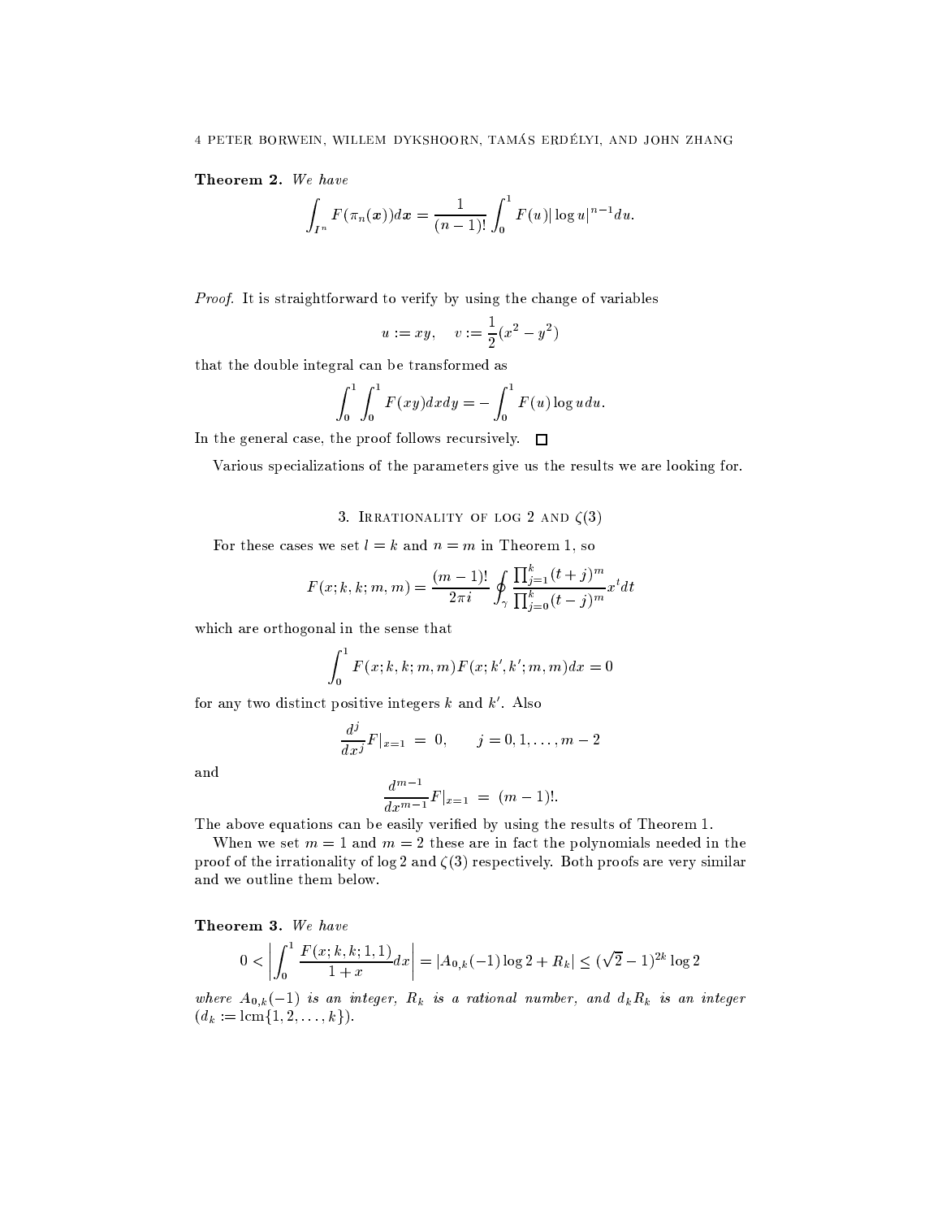**Theorem 2.** *We have*

$$\int_{I^n} F(\pi_n(\boldsymbol{x}))d\boldsymbol{x} = \frac{1}{(n-1)!}\int_0^1 F(u)|\log u|^{n-1}du.$$

*Proof.* It is straightforward to verify by using the change of variables

$$u := xy, \quad v := \frac{1}{2}(x^2 - y^2)$$

that the double integral can be transformed as

$$\int_0^1 \int_0^1 F(xy)dxdy = -\int_0^1 F(u)\log u\, du.$$

In the general case, the proof follows recursively. □

Various specializations of the parameters give us the results we are looking for.

## 3. Irrationality of $\log 2$ and $\zeta(3)$

For these cases we set $l = k$ and $n = m$ in Theorem 1, so

$$F(x;k,k;m,m) = \frac{(m-1)!}{2\pi i}\oint_\gamma \frac{\prod_{j=1}^k (t+j)^m}{\prod_{j=0}^k (t-j)^m} x^t dt$$

which are orthogonal in the sense that

$$\int_0^1 F(x;k,k;m,m)F(x;k',k';m,m)dx = 0$$

for any two distinct positive integers $k$ and $k'$. Also

$$\frac{d^j}{dx^j}F|_{x=1} \;=\; 0, \qquad j = 0,1,\ldots,m-2$$

and

$$\frac{d^{m-1}}{dx^{m-1}}F|_{x=1} \;=\; (m-1)!.$$

The above equations can be easily verified by using the results of Theorem 1.

When we set $m = 1$ and $m = 2$ these are in fact the polynomials needed in the proof of the irrationality of $\log 2$ and $\zeta(3)$ respectively. Both proofs are very similar and we outline them below.

**Theorem 3.** *We have*

$$0 < \left|\int_0^1 \frac{F(x;k,k;1,1)}{1+x}dx\right| = |A_{0,k}(-1)\log 2 + R_k| \le (\sqrt{2}-1)^{2k}\log 2$$

*where $A_{0,k}(-1)$ is an integer, $R_k$ is a rational number, and $d_k R_k$ is an integer ($d_k := \operatorname{lcm}\{1,2,\ldots,k\}$).*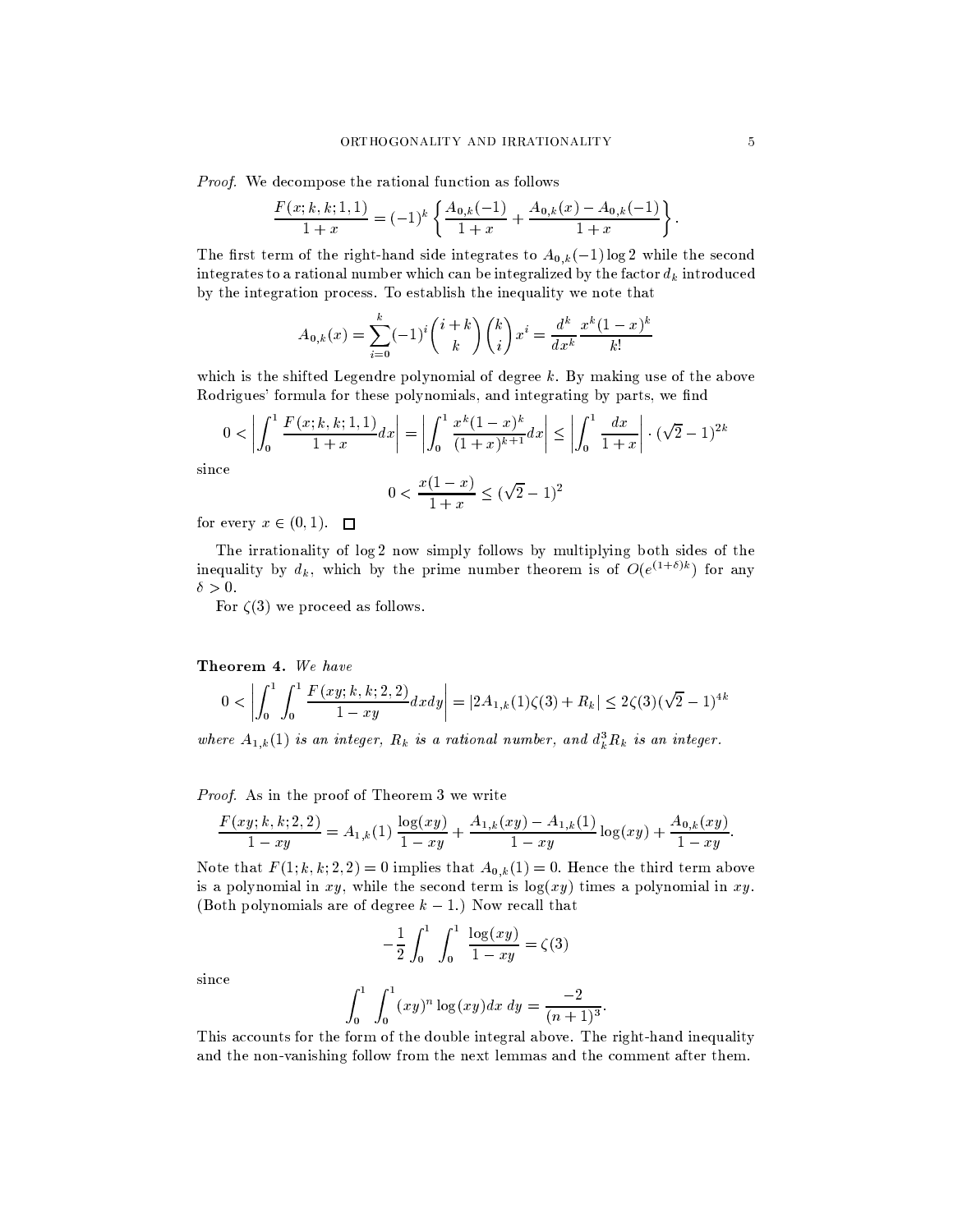*Proof.* We decompose the rational function as follows

$$\frac{F(x;k,k;1,1)}{1+x} = (-1)^k \left\{ \frac{A_{0,k}(-1)}{1+x} + \frac{A_{0,k}(x) - A_{0,k}(-1)}{1+x} \right\}.$$

The first term of the right-hand side integrates to $A_{0,k}(-1)\log 2$ while the second integrates to a rational number which can be integralized by the factor $d_k$ introduced by the integration process. To establish the inequality we note that

$$A_{0,k}(x) = \sum_{i=0}^{k} (-1)^i \binom{i+k}{k} \binom{k}{i} x^i = \frac{d^k}{dx^k} \frac{x^k(1-x)^k}{k!}$$

which is the shifted Legendre polynomial of degree $k$. By making use of the above Rodrigues' formula for these polynomials, and integrating by parts, we find

$$0 < \left| \int_0^1 \frac{F(x;k,k;1,1)}{1+x} dx \right| = \left| \int_0^1 \frac{x^k(1-x)^k}{(1+x)^{k+1}} dx \right| \le \left| \int_0^1 \frac{dx}{1+x} \right| \cdot (\sqrt{2}-1)^{2k}$$

since

$$0 < \frac{x(1-x)}{1+x} \le (\sqrt{2}-1)^2$$

for every $x \in (0,1)$. ☐

The irrationality of $\log 2$ now simply follows by multiplying both sides of the inequality by $d_k$, which by the prime number theorem is of $O(e^{(1+\delta)k})$ for any $\delta > 0$.

For $\zeta(3)$ we proceed as follows.

**Theorem 4.** *We have*

$$0 < \left| \int_0^1 \int_0^1 \frac{F(xy;k,k;2,2)}{1-xy} dxdy \right| = |2A_{1,k}(1)\zeta(3) + R_k| \le 2\zeta(3)(\sqrt{2}-1)^{4k}$$

*where $A_{1,k}(1)$ is an integer, $R_k$ is a rational number, and $d_k^3 R_k$ is an integer.*

*Proof.* As in the proof of Theorem 3 we write

$$\frac{F(xy;k,k;2,2)}{1-xy} = A_{1,k}(1)\frac{\log(xy)}{1-xy} + \frac{A_{1,k}(xy) - A_{1,k}(1)}{1-xy}\log(xy) + \frac{A_{0,k}(xy)}{1-xy}.$$

Note that $F(1;k,k;2,2) = 0$ implies that $A_{0,k}(1) = 0$. Hence the third term above is a polynomial in $xy$, while the second term is $\log(xy)$ times a polynomial in $xy$. (Both polynomials are of degree $k-1$.) Now recall that

$$-\frac{1}{2}\int_0^1 \int_0^1 \frac{\log(xy)}{1-xy} = \zeta(3)$$

since

$$\int_0^1 \int_0^1 (xy)^n \log(xy) dx\, dy = \frac{-2}{(n+1)^3}.$$

This accounts for the form of the double integral above. The right-hand inequality and the non-vanishing follow from the next lemmas and the comment after them.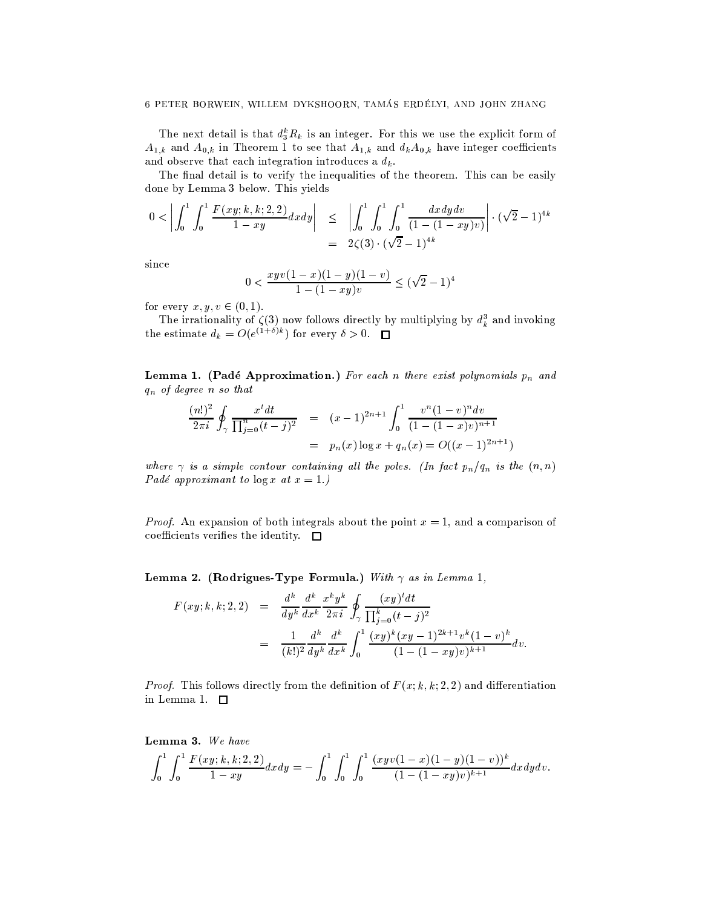The next detail is that $d_3^k R_k$ is an integer. For this we use the explicit form of $A_{1,k}$ and $A_{0,k}$ in Theorem 1 to see that $A_{1,k}$ and $d_k A_{0,k}$ have integer coefficients and observe that each integration introduces a $d_k$.

The final detail is to verify the inequalities of the theorem. This can be easily done by Lemma 3 below. This yields

$$
\begin{aligned}
0 < \left| \int_0^1 \int_0^1 \frac{F(xy;k,k;2,2)}{1-xy} dxdy \right| &\leq \left| \int_0^1 \int_0^1 \int_0^1 \frac{dxdydv}{(1-(1-xy)v)} \right| \cdot (\sqrt{2}-1)^{4k} \\
&= 2\zeta(3) \cdot (\sqrt{2}-1)^{4k}
\end{aligned}
$$

since

$$
0 < \frac{xyv(1-x)(1-y)(1-v)}{1-(1-xy)v} \leq (\sqrt{2}-1)^4
$$

for every $x, y, v \in (0,1)$.

The irrationality of $\zeta(3)$ now follows directly by multiplying by $d_k^3$ and invoking the estimate $d_k = O(e^{(1+\delta)k})$ for every $\delta > 0$. □

**Lemma 1. (Padé Approximation.)** *For each $n$ there exist polynomials $p_n$ and $q_n$ of degree $n$ so that*

$$
\begin{aligned}
\frac{(n!)^2}{2\pi i} \oint_\gamma \frac{x^t dt}{\prod_{j=0}^{n}(t-j)^2} &= (x-1)^{2n+1} \int_0^1 \frac{v^n(1-v)^n dv}{(1-(1-x)v)^{n+1}} \\
&= p_n(x) \log x + q_n(x) = O((x-1)^{2n+1})
\end{aligned}
$$

*where $\gamma$ is a simple contour containing all the poles. (In fact $p_n/q_n$ is the $(n,n)$ Padé approximant to $\log x$ at $x = 1$.)*

*Proof.* An expansion of both integrals about the point $x = 1$, and a comparison of coefficients verifies the identity. □

**Lemma 2. (Rodrigues-Type Formula.)** *With $\gamma$ as in Lemma 1,*

$$
\begin{aligned}
F(xy;k,k;2,2) &= \frac{d^k}{dy^k} \frac{d^k}{dx^k} \frac{x^k y^k}{2\pi i} \oint_\gamma \frac{(xy)^t dt}{\prod_{j=0}^{k}(t-j)^2} \\
&= \frac{1}{(k!)^2} \frac{d^k}{dy^k} \frac{d^k}{dx^k} \int_0^1 \frac{(xy)^k (xy-1)^{2k+1} v^k (1-v)^k}{(1-(1-xy)v)^{k+1}} dv.
\end{aligned}
$$

*Proof.* This follows directly from the definition of $F(x;k,k;2,2)$ and differentiation in Lemma 1. □

**Lemma 3.** *We have*

$$
\int_0^1 \int_0^1 \frac{F(xy;k,k;2,2)}{1-xy} dxdy = -\int_0^1 \int_0^1 \int_0^1 \frac{(xyv(1-x)(1-y)(1-v))^k}{(1-(1-xy)v)^{k+1}} dxdydv.
$$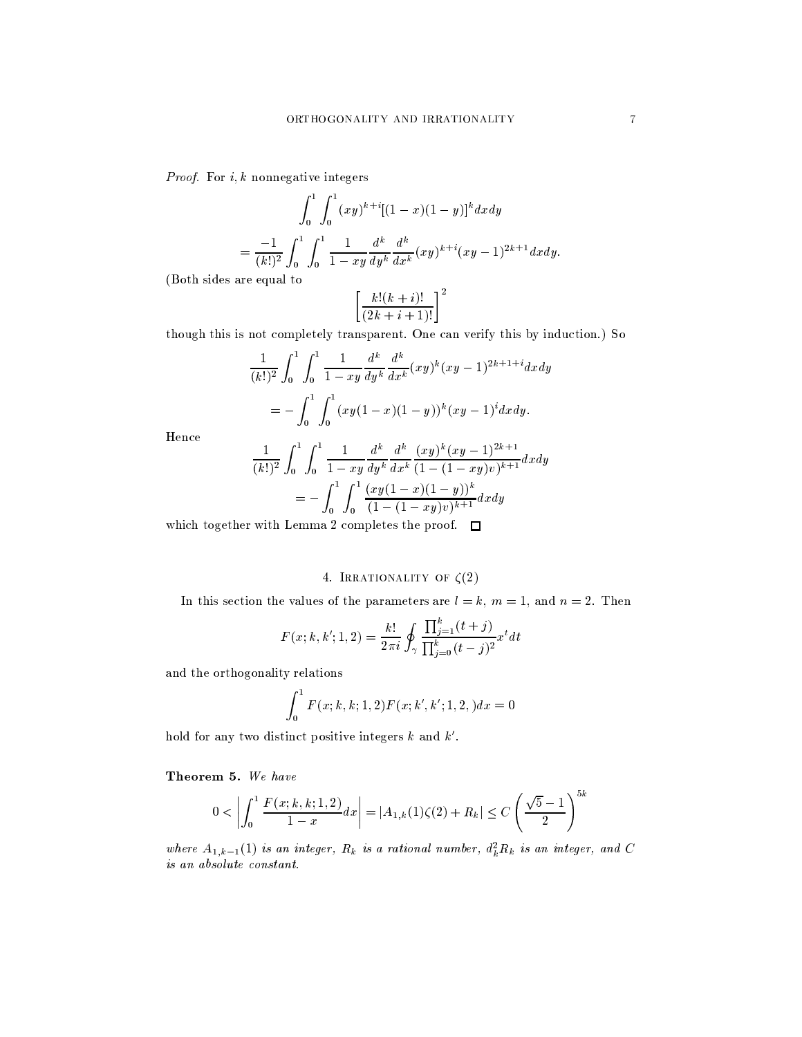*Proof.* For $i, k$ nonnegative integers

$$\int_0^1 \int_0^1 (xy)^{k+i}[(1-x)(1-y)]^k dx dy$$

$$= \frac{-1}{(k!)^2} \int_0^1 \int_0^1 \frac{1}{1-xy} \frac{d^k}{dy^k} \frac{d^k}{dx^k} (xy)^{k+i}(xy-1)^{2k+1} dx dy.$$

(Both sides are equal to

$$\left[ \frac{k!(k+i)!}{(2k+i+1)!} \right]^2$$

though this is not completely transparent. One can verify this by induction.) So

$$\frac{1}{(k!)^2} \int_0^1 \int_0^1 \frac{1}{1-xy} \frac{d^k}{dy^k} \frac{d^k}{dx^k} (xy)^k (xy-1)^{2k+1+i} dx dy$$

$$= -\int_0^1 \int_0^1 (xy(1-x)(1-y))^k (xy-1)^i dx dy.$$

Hence

$$\frac{1}{(k!)^2} \int_0^1 \int_0^1 \frac{1}{1-xy} \frac{d^k}{dy^k} \frac{d^k}{dx^k} \frac{(xy)^k (xy-1)^{2k+1}}{(1-(1-xy)v)^{k+1}} dx dy$$

$$= -\int_0^1 \int_0^1 \frac{(xy(1-x)(1-y))^k}{(1-(1-xy)v)^{k+1}} dx dy$$

which together with Lemma 2 completes the proof. $\square$

## 4. Irrationality of $\zeta(2)$

In this section the values of the parameters are $l = k$, $m = 1$, and $n = 2$. Then

$$F(x; k, k'; 1, 2) = \frac{k!}{2\pi i} \oint_\gamma \frac{\prod_{j=1}^k (t+j)}{\prod_{j=0}^k (t-j)^2} x^t dt$$

and the orthogonality relations

$$\int_0^1 F(x; k, k; 1, 2) F(x; k', k'; 1, 2, ) dx = 0$$

hold for any two distinct positive integers $k$ and $k'$.

**Theorem 5.** *We have*

$$0 < \left| \int_0^1 \frac{F(x; k, k; 1, 2)}{1-x} dx \right| = |A_{1,k}(1)\zeta(2) + R_k| \le C \left( \frac{\sqrt{5}-1}{2} \right)^{5k}$$

*where $A_{1,k-1}(1)$ is an integer, $R_k$ is a rational number, $d_k^2 R_k$ is an integer, and $C$ is an absolute constant.*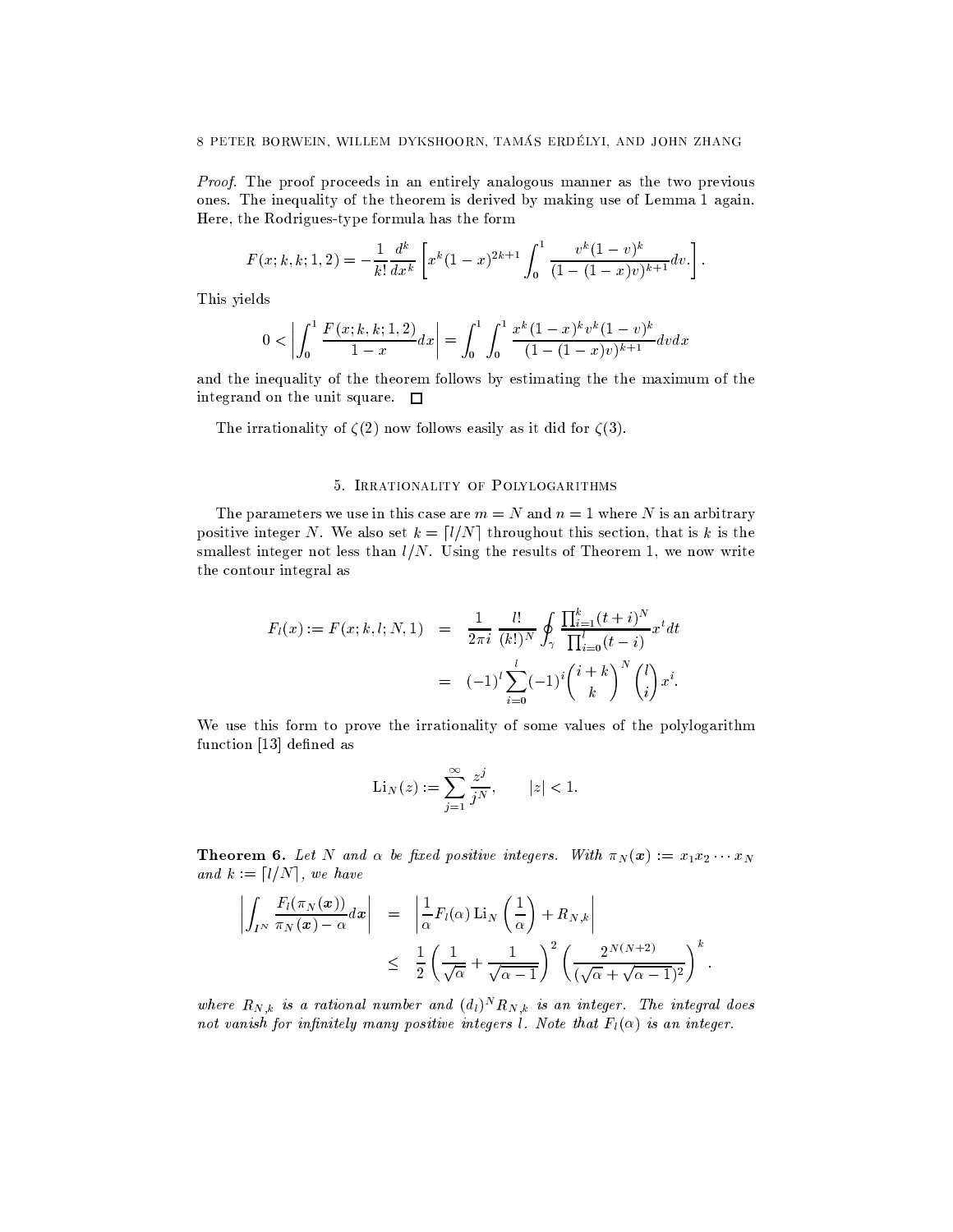*Proof.* The proof proceeds in an entirely analogous manner as the two previous ones. The inequality of the theorem is derived by making use of Lemma 1 again. Here, the Rodrigues-type formula has the form

$$F(x;k,k;1,2) = -\frac{1}{k!}\frac{d^k}{dx^k}\left[x^k(1-x)^{2k+1}\int_0^1 \frac{v^k(1-v)^k}{(1-(1-x)v)^{k+1}}dv.\right].$$

This yields

$$0 < \left|\int_0^1 \frac{F(x;k,k;1,2)}{1-x}dx\right| = \int_0^1\int_0^1 \frac{x^k(1-x)^k v^k(1-v)^k}{(1-(1-x)v)^{k+1}}dv dx$$

and the inequality of the theorem follows by estimating the the maximum of the integrand on the unit square. $\square$

The irrationality of $\zeta(2)$ now follows easily as it did for $\zeta(3)$.

## 5. Irrationality of Polylogarithms

The parameters we use in this case are $m = N$ and $n = 1$ where $N$ is an arbitrary positive integer $N$. We also set $k = \lceil l/N \rceil$ throughout this section, that is $k$ is the smallest integer not less than $l/N$. Using the results of Theorem 1, we now write the contour integral as

$$\begin{aligned} F_l(x) := F(x;k,l;N,1) &= \frac{1}{2\pi i}\frac{l!}{(k!)^N}\oint_\gamma \frac{\prod_{i=1}^k (t+i)^N}{\prod_{i=0}^l (t-i)}x^t dt \\ &= (-1)^l \sum_{i=0}^l (-1)^i \binom{i+k}{k}^N \binom{l}{i} x^i. \end{aligned}$$

We use this form to prove the irrationality of some values of the polylogarithm function [13] defined as

$$\mathrm{Li}_N(z) := \sum_{j=1}^\infty \frac{z^j}{j^N}, \qquad |z| < 1.$$

**Theorem 6.** *Let $N$ and $\alpha$ be fixed positive integers. With $\pi_N(\boldsymbol{x}) := x_1 x_2 \cdots x_N$ and $k := \lceil l/N \rceil$, we have*

$$\begin{aligned} \left|\int_{I^N} \frac{F_l(\pi_N(\boldsymbol{x}))}{\pi_N(\boldsymbol{x}) - \alpha}d\boldsymbol{x}\right| &= \left|\frac{1}{\alpha}F_l(\alpha)\,\mathrm{Li}_N\left(\frac{1}{\alpha}\right) + R_{N,k}\right| \\ &\le \frac{1}{2}\left(\frac{1}{\sqrt{\alpha}} + \frac{1}{\sqrt{\alpha-1}}\right)^2 \left(\frac{2^{N(N+2)}}{(\sqrt{\alpha}+\sqrt{\alpha-1})^2}\right)^k. \end{aligned}$$

*where $R_{N,k}$ is a rational number and $(d_l)^N R_{N,k}$ is an integer. The integral does not vanish for infinitely many positive integers $l$. Note that $F_l(\alpha)$ is an integer.*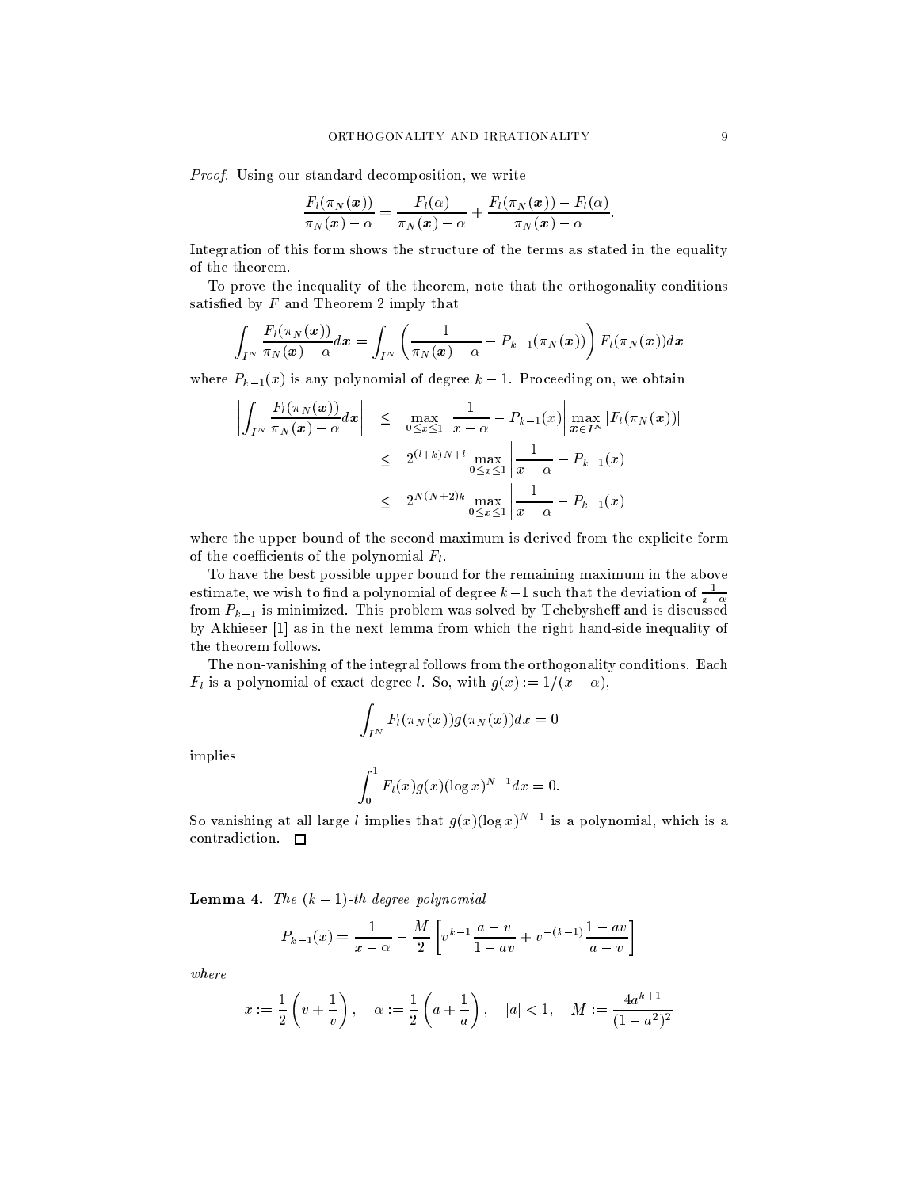*Proof.* Using our standard decomposition, we write

$$\frac{F_l(\pi_N(\boldsymbol{x}))}{\pi_N(\boldsymbol{x})-\alpha} = \frac{F_l(\alpha)}{\pi_N(\boldsymbol{x})-\alpha} + \frac{F_l(\pi_N(\boldsymbol{x}))-F_l(\alpha)}{\pi_N(\boldsymbol{x})-\alpha}.$$

Integration of this form shows the structure of the terms as stated in the equality of the theorem.

To prove the inequality of the theorem, note that the orthogonality conditions satisfied by $F$ and Theorem 2 imply that

$$\int_{I^N} \frac{F_l(\pi_N(\boldsymbol{x}))}{\pi_N(\boldsymbol{x})-\alpha} d\boldsymbol{x} = \int_{I^N} \left( \frac{1}{\pi_N(\boldsymbol{x})-\alpha} - P_{k-1}(\pi_N(\boldsymbol{x})) \right) F_l(\pi_N(\boldsymbol{x})) d\boldsymbol{x}$$

where $P_{k-1}(x)$ is any polynomial of degree $k-1$. Proceeding on, we obtain

$$\begin{aligned} \left| \int_{I^N} \frac{F_l(\pi_N(\boldsymbol{x}))}{\pi_N(\boldsymbol{x})-\alpha} d\boldsymbol{x} \right| &\leq \max_{0 \leq x \leq 1} \left| \frac{1}{x-\alpha} - P_{k-1}(x) \right| \max_{\boldsymbol{x} \in I^N} |F_l(\pi_N(\boldsymbol{x}))| \\ &\leq 2^{(l+k)N+l} \max_{0 \leq x \leq 1} \left| \frac{1}{x-\alpha} - P_{k-1}(x) \right| \\ &\leq 2^{N(N+2)k} \max_{0 \leq x \leq 1} \left| \frac{1}{x-\alpha} - P_{k-1}(x) \right| \end{aligned}$$

where the upper bound of the second maximum is derived from the explicit form of the coefficients of the polynomial $F_l$.

To have the best possible upper bound for the remaining maximum in the above estimate, we wish to find a polynomial of degree $k-1$ such that the deviation of $\frac{1}{x-\alpha}$ from $P_{k-1}$ is minimized. This problem was solved by Tchebysheff and is discussed by Akhieser [1] as in the next lemma from which the right hand-side inequality of the theorem follows.

The non-vanishing of the integral follows from the orthogonality conditions. Each $F_l$ is a polynomial of exact degree $l$. So, with $g(x) := 1/(x-\alpha)$,

$$\int_{I^N} F_l(\pi_N(\boldsymbol{x})) g(\pi_N(\boldsymbol{x})) dx = 0$$

implies

$$\int_0^1 F_l(x) g(x) (\log x)^{N-1} dx = 0.$$

So vanishing at all large $l$ implies that $g(x)(\log x)^{N-1}$ is a polynomial, which is a contradiction. □

**Lemma 4.** *The $(k-1)$-th degree polynomial*

$$P_{k-1}(x) = \frac{1}{x-\alpha} - \frac{M}{2} \left[ v^{k-1} \frac{a-v}{1-av} + v^{-(k-1)} \frac{1-av}{a-v} \right]$$

*where*

$$x := \frac{1}{2}\left(v + \frac{1}{v}\right), \quad \alpha := \frac{1}{2}\left(a + \frac{1}{a}\right), \quad |a| < 1, \quad M := \frac{4a^{k+1}}{(1-a^2)^2}$$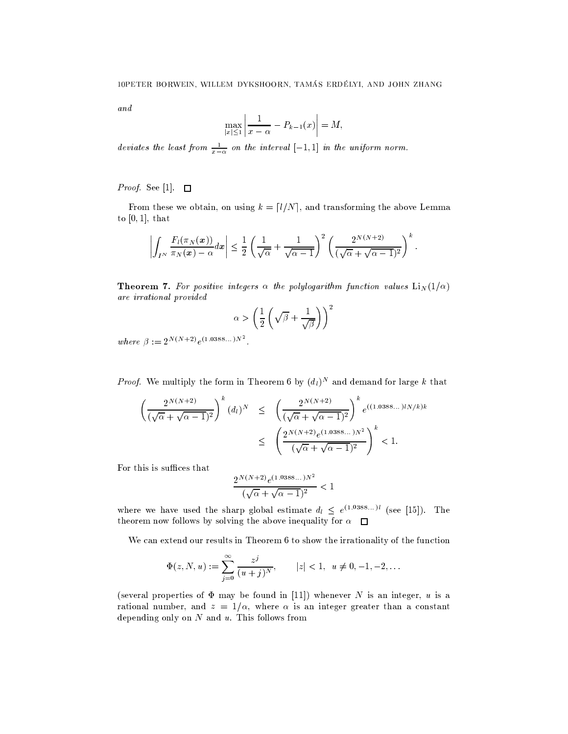*and*

$$\max_{|x|\le 1}\left|\frac{1}{x-\alpha}-P_{k-1}(x)\right| = M,$$

*deviates the least from* $\frac{1}{x-\alpha}$ *on the interval* $[-1,1]$ *in the uniform norm.*

*Proof.* See [1]. $\square$

From these we obtain, on using $k = \lceil l/N \rceil$, and transforming the above Lemma to $[0,1]$, that

$$\left|\int_{I^N}\frac{F_l(\pi_N(\boldsymbol{x}))}{\pi_N(\boldsymbol{x})-\alpha}d\boldsymbol{x}\right| \le \frac{1}{2}\left(\frac{1}{\sqrt{\alpha}}+\frac{1}{\sqrt{\alpha-1}}\right)^2\left(\frac{2^{N(N+2)}}{(\sqrt{\alpha}+\sqrt{\alpha-1})^2}\right)^k.$$

**Theorem 7.** *For positive integers* $\alpha$ *the polylogarithm function values* $\mathrm{Li}_N(1/\alpha)$ *are irrational provided*

$$\alpha > \left(\frac{1}{2}\left(\sqrt{\beta}+\frac{1}{\sqrt{\beta}}\right)\right)^2$$

*where* $\beta := 2^{N(N+2)}e^{(1.0388\ldots)N^2}$.

*Proof.* We multiply the form in Theorem 6 by $(d_l)^N$ and demand for large $k$ that

$$\begin{aligned}
\left(\frac{2^{N(N+2)}}{(\sqrt{\alpha}+\sqrt{\alpha-1})^2}\right)^k (d_l)^N &\le \left(\frac{2^{N(N+2)}}{(\sqrt{\alpha}+\sqrt{\alpha-1})^2}\right)^k e^{((1.0388\ldots)lN/k)k} \\
&\le \left(\frac{2^{N(N+2)}e^{(1.0388\ldots)N^2}}{(\sqrt{\alpha}+\sqrt{\alpha-1})^2}\right)^k < 1.
\end{aligned}$$

For this is suffices that

$$\frac{2^{N(N+2)}e^{(1.0388\ldots)N^2}}{(\sqrt{\alpha}+\sqrt{\alpha-1})^2} < 1$$

where we have used the sharp global estimate $d_l \le e^{(1.0388\ldots)l}$ (see [15]). The theorem now follows by solving the above inequality for $\alpha$ $\square$

We can extend our results in Theorem 6 to show the irrationality of the function

$$\Phi(z,N,u) := \sum_{j=0}^{\infty}\frac{z^j}{(u+j)^N}, \qquad |z|<1, \;\; u \ne 0,-1,-2,\ldots$$

(several properties of $\Phi$ may be found in [11]) whenever $N$ is an integer, $u$ is a rational number, and $z = 1/\alpha$, where $\alpha$ is an integer greater than a constant depending only on $N$ and $u$. This follows from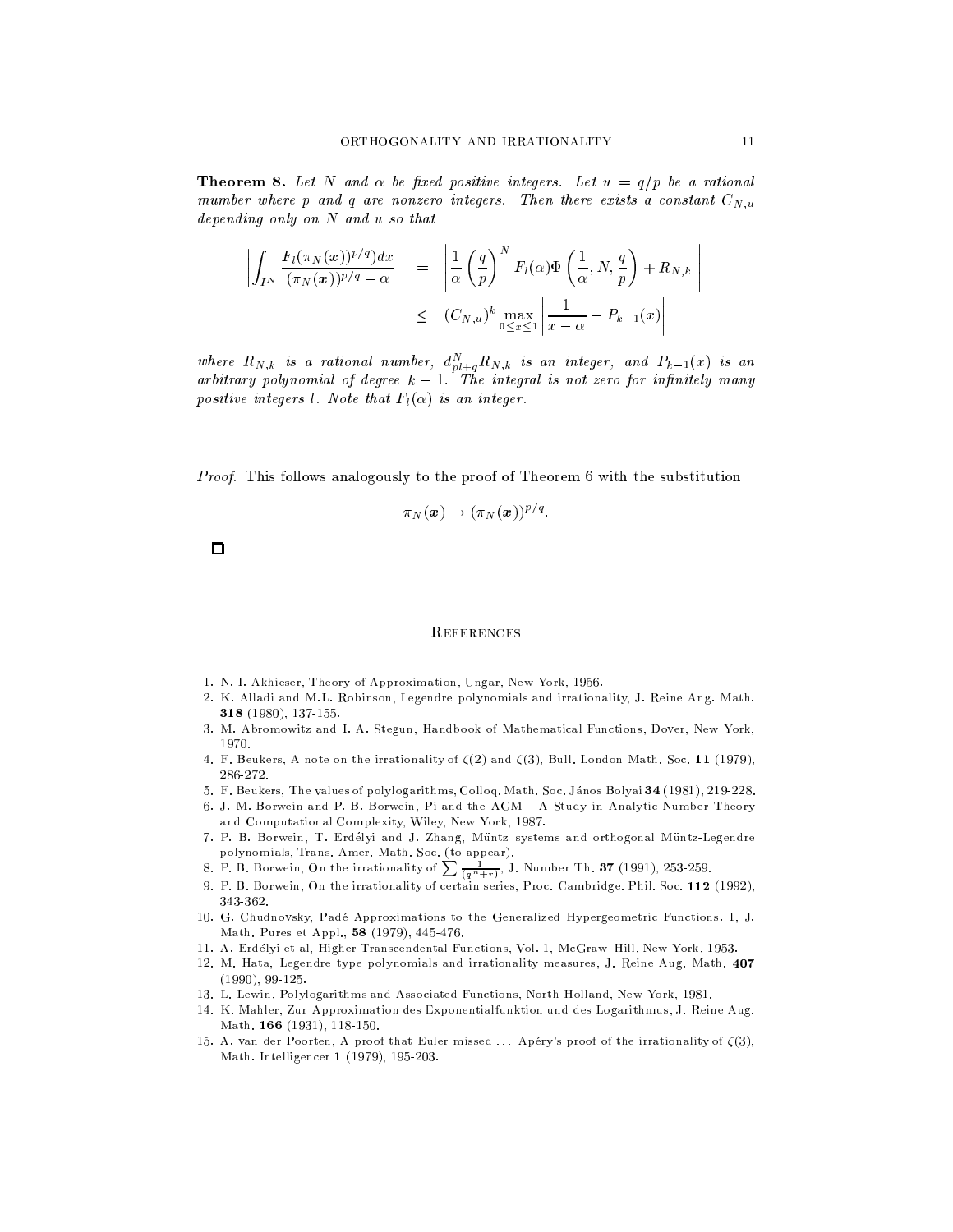**Theorem 8.** *Let $N$ and $\alpha$ be fixed positive integers. Let $u = q/p$ be a rational mumber where $p$ and $q$ are nonzero integers. Then there exists a constant $C_{N,u}$ depending only on $N$ and $u$ so that*

$$\begin{aligned}
\left| \int_{I^N} \frac{F_l(\pi_N(\boldsymbol{x}))^{p/q} dx}{(\pi_N(\boldsymbol{x}))^{p/q} - \alpha} \right| &= \left| \frac{1}{\alpha} \left( \frac{q}{p} \right)^N F_l(\alpha) \Phi\left( \frac{1}{\alpha}, N, \frac{q}{p} \right) + R_{N,k} \right| \\
&\leq (C_{N,u})^k \max_{0 \leq x \leq 1} \left| \frac{1}{x - \alpha} - P_{k-1}(x) \right|
\end{aligned}$$

*where $R_{N,k}$ is a rational number, $d_{pl+q}^N R_{N,k}$ is an integer, and $P_{k-1}(x)$ is an arbitrary polynomial of degree $k-1$. The integral is not zero for infinitely many positive integers $l$. Note that $F_l(\alpha)$ is an integer.*

*Proof.* This follows analogously to the proof of Theorem 6 with the substitution

$$\pi_N(\boldsymbol{x}) \to (\pi_N(\boldsymbol{x}))^{p/q}.$$

□

## References

1. N. I. Akhieser, Theory of Approximation, Ungar, New York, 1956.
2. K. Alladi and M.L. Robinson, Legendre polynomials and irrationality, J. Reine Ang. Math. **318** (1980), 137-155.
3. M. Abromowitz and I. A. Stegun, Handbook of Mathematical Functions, Dover, New York, 1970.
4. F. Beukers, A note on the irrationality of $\zeta(2)$ and $\zeta(3)$, Bull. London Math. Soc. **11** (1979), 286-272.
5. F. Beukers, The values of polylogarithms, Colloq. Math. Soc. János Bolyai **34** (1981), 219-228.
6. J. M. Borwein and P. B. Borwein, Pi and the AGM – A Study in Analytic Number Theory and Computational Complexity, Wiley, New York, 1987.
7. P. B. Borwein, T. Erdélyi and J. Zhang, Müntz systems and orthogonal Müntz-Legendre polynomials, Trans. Amer. Math. Soc. (to appear).
8. P. B. Borwein, On the irrationality of $\sum \frac{1}{(q^n+r)}$, J. Number Th. **37** (1991), 253-259.
9. P. B. Borwein, On the irrationality of certain series, Proc. Cambridge. Phil. Soc. **112** (1992), 343-362.
10. G. Chudnovsky, Padé Approximations to the Generalized Hypergeometric Functions. 1, J. Math. Pures et Appl., **58** (1979), 445-476.
11. A. Erdélyi et al, Higher Transcendental Functions, Vol. 1, McGraw–Hill, New York, 1953.
12. M. Hata, Legendre type polynomials and irrationality measures, J. Reine Aug. Math. **407** (1990), 99-125.
13. L. Lewin, Polylogarithms and Associated Functions, North Holland, New York, 1981.
14. K. Mahler, Zur Approximation des Exponentialfunktion und des Logarithmus, J. Reine Aug. Math. **166** (1931), 118-150.
15. A. van der Poorten, A proof that Euler missed ... Apéry's proof of the irrationality of $\zeta(3)$, Math. Intelligencer **1** (1979), 195-203.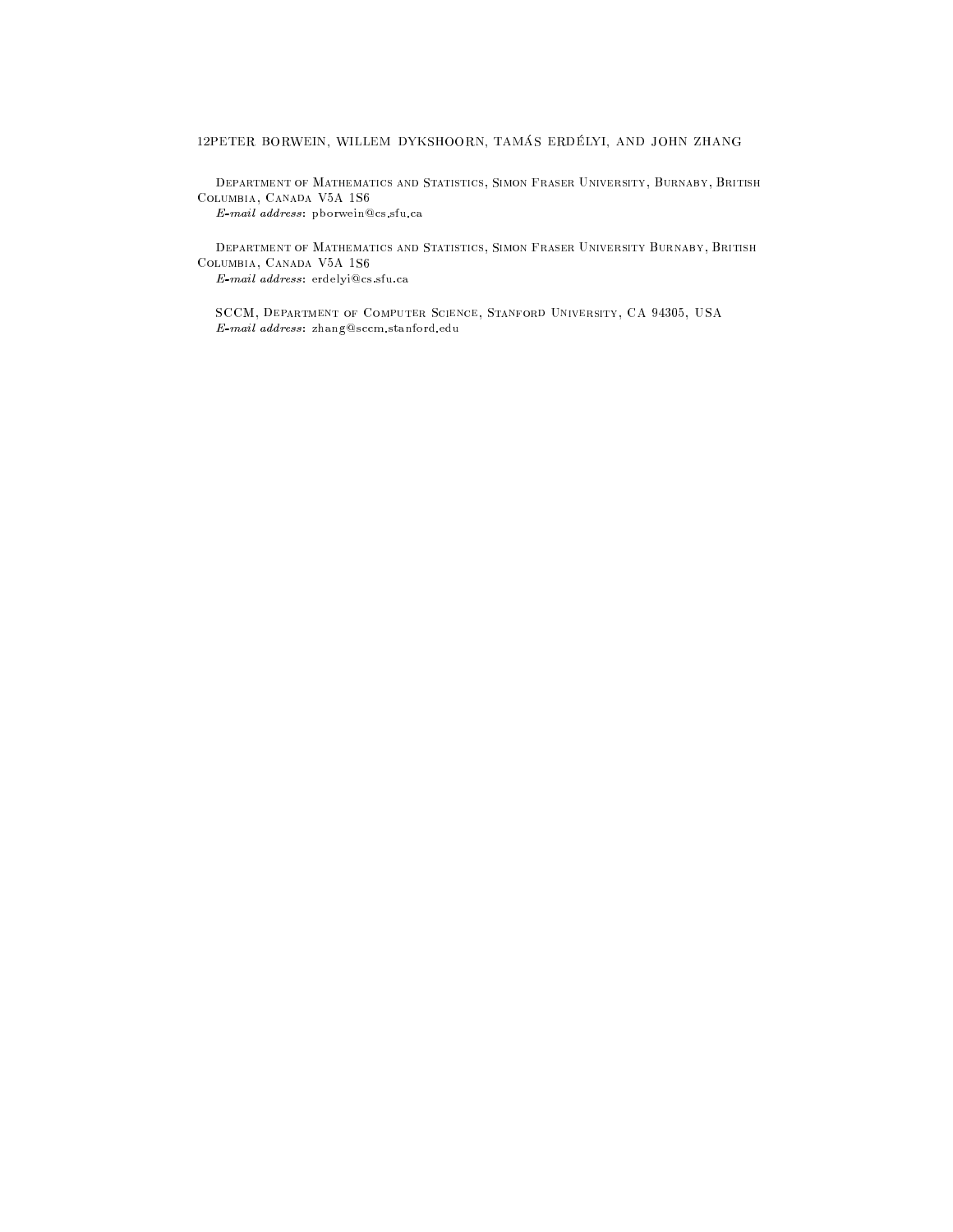Department of Mathematics and Statistics, Simon Fraser University, Burnaby, British Columbia, Canada V5A 1S6

*E-mail address*: pborwein@cs.sfu.ca

Department of Mathematics and Statistics, Simon Fraser University Burnaby, British Columbia, Canada V5A 1S6

*E-mail address*: erdelyi@cs.sfu.ca

SCCM, Department of Computer Science, Stanford University, CA 94305, USA

*E-mail address*: zhang@sccm.stanford.edu